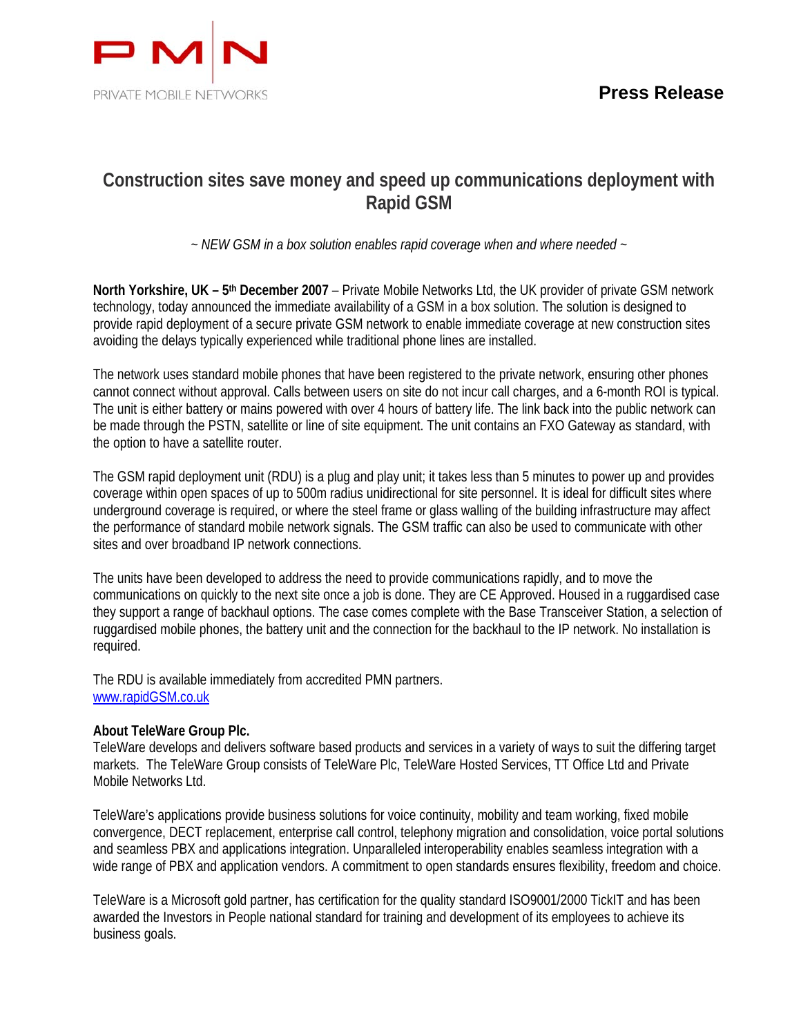PMN

PRIVATE MOBILE NETWORKS

**Press Release**

# Construction sites save money and speed up communications deployment with Rapid GSM

*~ NEW GSM in a box solution enables rapid coverage when and where needed ~*

**North Yorkshire, UK – 5th December 2007** – Private Mobile Networks Ltd, the UK provider of private GSM network technology, today announced the immediate availability of a GSM in a box solution. The solution is designed to provide rapid deployment of a secure private GSM network to enable immediate coverage at new construction sites avoiding the delays typically experienced while traditional phone lines are installed.

The network uses standard mobile phones that have been registered to the private network, ensuring other phones cannot connect without approval. Calls between users on site do not incur call charges, and a 6-month ROI is typical. The unit is either battery or mains powered with over 4 hours of battery life. The link back into the public network can be made through the PSTN, satellite or line of site equipment. The unit contains an FXO Gateway as standard, with the option to have a satellite router.

The GSM rapid deployment unit (RDU) is a plug and play unit; it takes less than 5 minutes to power up and provides coverage within open spaces of up to 500m radius unidirectional for site personnel. It is ideal for difficult sites where underground coverage is required, or where the steel frame or glass walling of the building infrastructure may affect the performance of standard mobile network signals. The GSM traffic can also be used to communicate with other sites and over broadband IP network connections.

The units have been developed to address the need to provide communications rapidly, and to move the communications on quickly to the next site once a job is done. They are CE Approved. Housed in a ruggardised case they support a range of backhaul options. The case comes complete with the Base Transceiver Station, a selection of ruggardised mobile phones, the battery unit and the connection for the backhaul to the IP network. No installation is required.

The RDU is available immediately from accredited PMN partners.
www.rapidGSM.co.uk

**About TeleWare Group Plc.**
TeleWare develops and delivers software based products and services in a variety of ways to suit the differing target markets. The TeleWare Group consists of TeleWare Plc, TeleWare Hosted Services, TT Office Ltd and Private Mobile Networks Ltd.

TeleWare's applications provide business solutions for voice continuity, mobility and team working, fixed mobile convergence, DECT replacement, enterprise call control, telephony migration and consolidation, voice portal solutions and seamless PBX and applications integration. Unparalleled interoperability enables seamless integration with a wide range of PBX and application vendors. A commitment to open standards ensures flexibility, freedom and choice.

TeleWare is a Microsoft gold partner, has certification for the quality standard ISO9001/2000 TickIT and has been awarded the Investors in People national standard for training and development of its employees to achieve its business goals.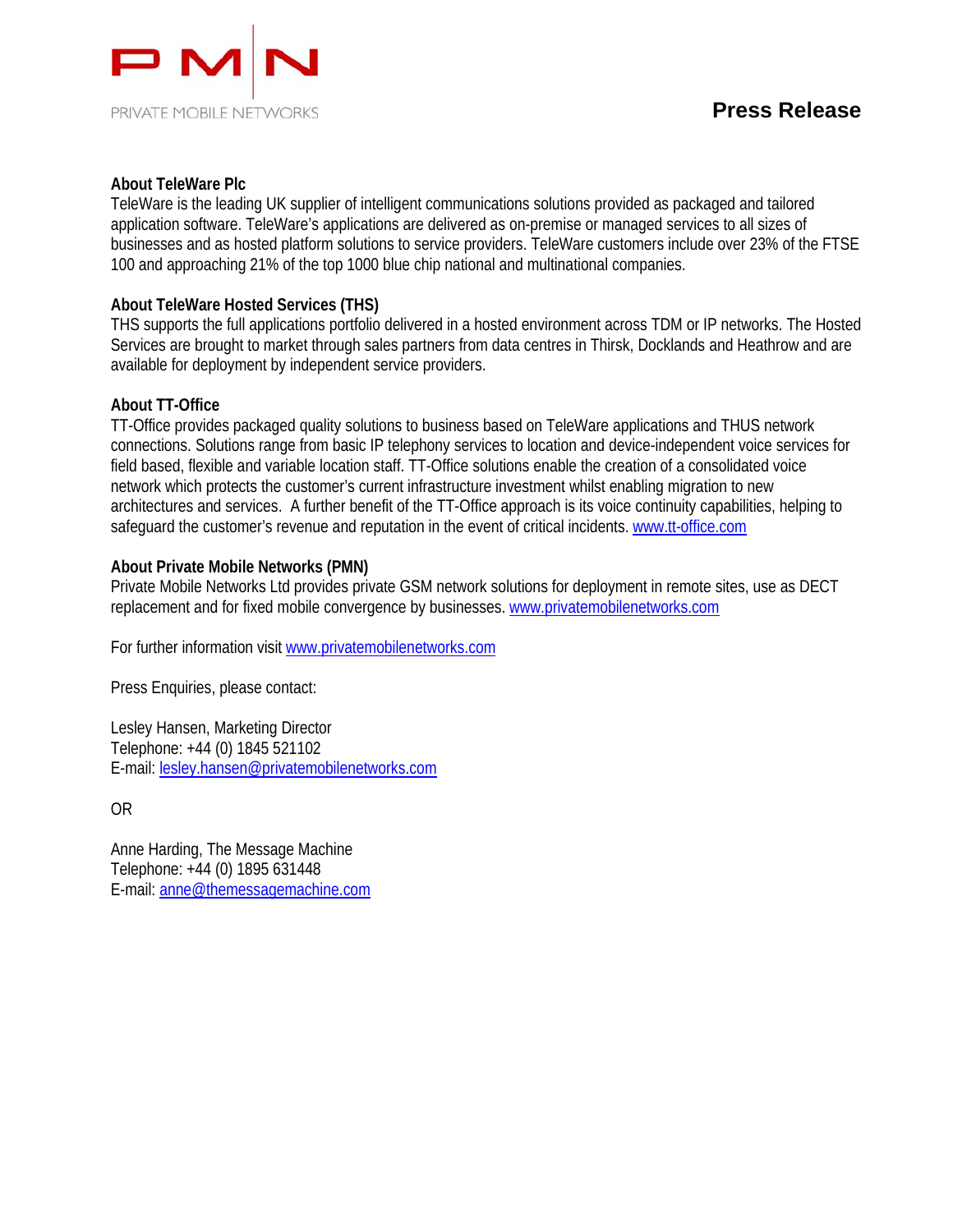PRIVATE MOBILE NETWORKS

**Press Release**

**About TeleWare Plc**

TeleWare is the leading UK supplier of intelligent communications solutions provided as packaged and tailored application software. TeleWare's applications are delivered as on-premise or managed services to all sizes of businesses and as hosted platform solutions to service providers. TeleWare customers include over 23% of the FTSE 100 and approaching 21% of the top 1000 blue chip national and multinational companies.

**About TeleWare Hosted Services (THS)**

THS supports the full applications portfolio delivered in a hosted environment across TDM or IP networks. The Hosted Services are brought to market through sales partners from data centres in Thirsk, Docklands and Heathrow and are available for deployment by independent service providers.

**About TT-Office**

TT-Office provides packaged quality solutions to business based on TeleWare applications and THUS network connections. Solutions range from basic IP telephony services to location and device-independent voice services for field based, flexible and variable location staff. TT-Office solutions enable the creation of a consolidated voice network which protects the customer's current infrastructure investment whilst enabling migration to new architectures and services. A further benefit of the TT-Office approach is its voice continuity capabilities, helping to safeguard the customer's revenue and reputation in the event of critical incidents. www.tt-office.com

**About Private Mobile Networks (PMN)**

Private Mobile Networks Ltd provides private GSM network solutions for deployment in remote sites, use as DECT replacement and for fixed mobile convergence by businesses. www.privatemobilenetworks.com

For further information visit www.privatemobilenetworks.com

Press Enquiries, please contact:

Lesley Hansen, Marketing Director
Telephone: +44 (0) 1845 521102
E-mail: lesley.hansen@privatemobilenetworks.com

OR

Anne Harding, The Message Machine
Telephone: +44 (0) 1895 631448
E-mail: anne@themessagemachine.com